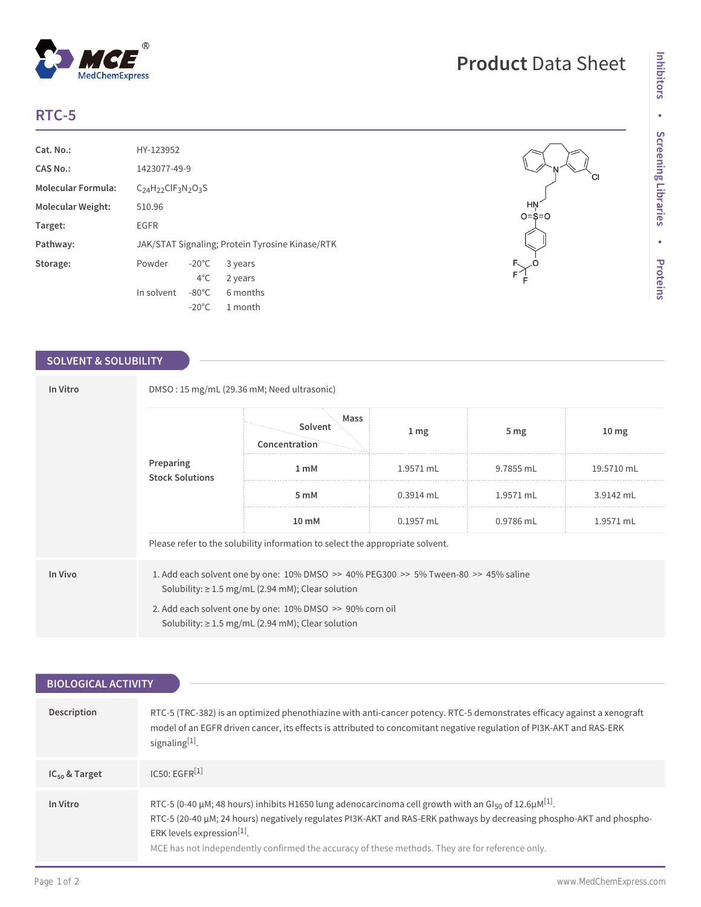# RTC-5

| | |
|---|---|
| **Cat. No.:** | HY-123952 |
| **CAS No.:** | 1423077-49-9 |
| **Molecular Formula:** | $C_{24}H_{22}ClF_3N_2O_3S$ |
| **Molecular Weight:** | 510.96 |
| **Target:** | EGFR |
| **Pathway:** | JAK/STAT Signaling; Protein Tyrosine Kinase/RTK |
| **Storage:** | Powder -20°C 3 years; 4°C 2 years; In solvent -80°C 6 months; -20°C 1 month |

## SOLVENT & SOLUBILITY

**In Vitro**

DMSO : 15 mg/mL (29.36 mM; Need ultrasonic)

**Preparing Stock Solutions**

| Solvent Concentration / Mass | 1 mg | 5 mg | 10 mg |
|---|---|---|---|
| 1 mM | 1.9571 mL | 9.7855 mL | 19.5710 mL |
| 5 mM | 0.3914 mL | 1.9571 mL | 3.9142 mL |
| 10 mM | 0.1957 mL | 0.9786 mL | 1.9571 mL |

Please refer to the solubility information to select the appropriate solvent.

**In Vivo**

1. Add each solvent one by one: 10% DMSO >> 40% PEG300 >> 5% Tween-80 >> 45% saline
   Solubility: ≥ 1.5 mg/mL (2.94 mM); Clear solution
2. Add each solvent one by one: 10% DMSO >> 90% corn oil
   Solubility: ≥ 1.5 mg/mL (2.94 mM); Clear solution

## BIOLOGICAL ACTIVITY

**Description**

RTC-5 (TRC-382) is an optimized phenothiazine with anti-cancer potency. RTC-5 demonstrates efficacy against a xenograft model of an EGFR driven cancer, its effects is attributed to concomitant negative regulation of PI3K-AKT and RAS-ERK signaling[1].

**$IC_{50}$ & Target**

IC50: EGFR[1]

**In Vitro**

RTC-5 (0-40 μM; 48 hours) inhibits H1650 lung adenocarcinoma cell growth with an $GI_{50}$ of 12.6μM[1].
RTC-5 (20-40 μM; 24 hours) negatively regulates PI3K-AKT and RAS-ERK pathways by decreasing phospho-AKT and phospho-ERK levels expression[1].

MCE has not independently confirmed the accuracy of these methods. They are for reference only.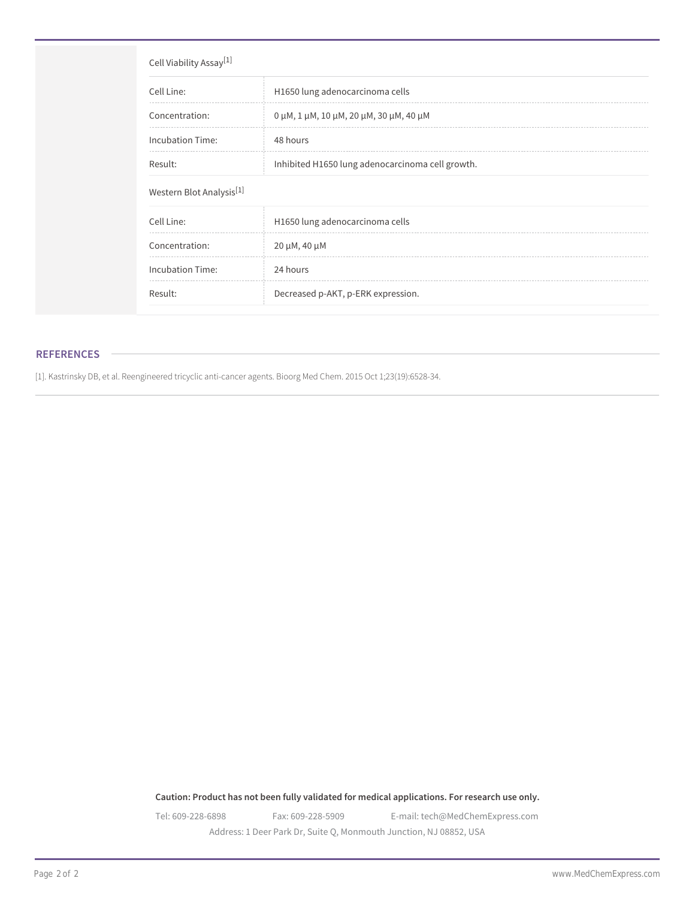Cell Viability Assay[1]

| | |
|---|---|
| Cell Line: | H1650 lung adenocarcinoma cells |
| Concentration: | 0 μM, 1 μM, 10 μM, 20 μM, 30 μM, 40 μM |
| Incubation Time: | 48 hours |
| Result: | Inhibited H1650 lung adenocarcinoma cell growth. |

Western Blot Analysis[1]

| | |
|---|---|
| Cell Line: | H1650 lung adenocarcinoma cells |
| Concentration: | 20 μM, 40 μM |
| Incubation Time: | 24 hours |
| Result: | Decreased p-AKT, p-ERK expression. |

## REFERENCES

[1]. Kastrinsky DB, et al. Reengineered tricyclic anti-cancer agents. Bioorg Med Chem. 2015 Oct 1;23(19):6528-34.

**Caution: Product has not been fully validated for medical applications. For research use only.**

Tel: 609-228-6898 Fax: 609-228-5909 E-mail: tech@MedChemExpress.com

Address: 1 Deer Park Dr, Suite Q, Monmouth Junction, NJ 08852, USA